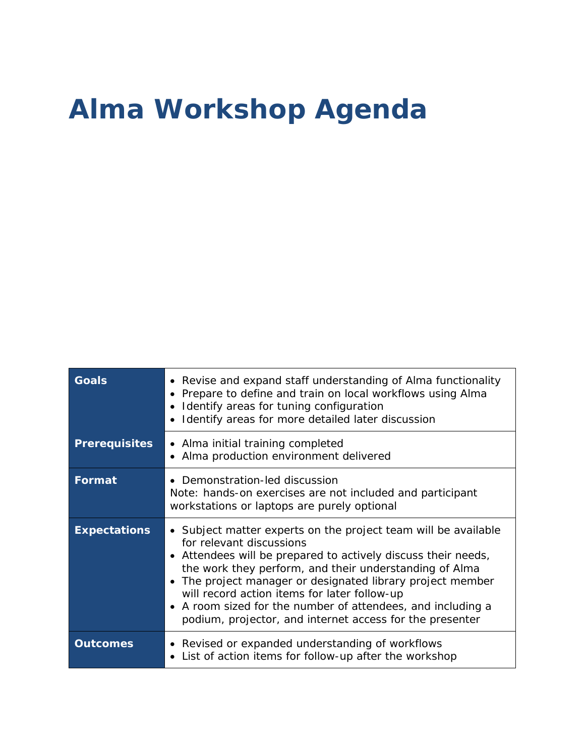# Alma Workshop Agenda

| | |
|---|---|
| **Goals** | • Revise and expand staff understanding of Alma functionality<br>• Prepare to define and train on local workflows using Alma<br>• Identify areas for tuning configuration<br>• Identify areas for more detailed later discussion |
| **Prerequisites** | • Alma initial training completed<br>• Alma production environment delivered |
| **Format** | • Demonstration-led discussion<br>Note: hands-on exercises are not included and participant workstations or laptops are purely optional |
| **Expectations** | • Subject matter experts on the project team will be available for relevant discussions<br>• Attendees will be prepared to actively discuss their needs, the work they perform, and their understanding of Alma<br>• The project manager or designated library project member will record action items for later follow-up<br>• A room sized for the number of attendees, and including a podium, projector, and internet access for the presenter |
| **Outcomes** | • Revised or expanded understanding of workflows<br>• List of action items for follow-up after the workshop |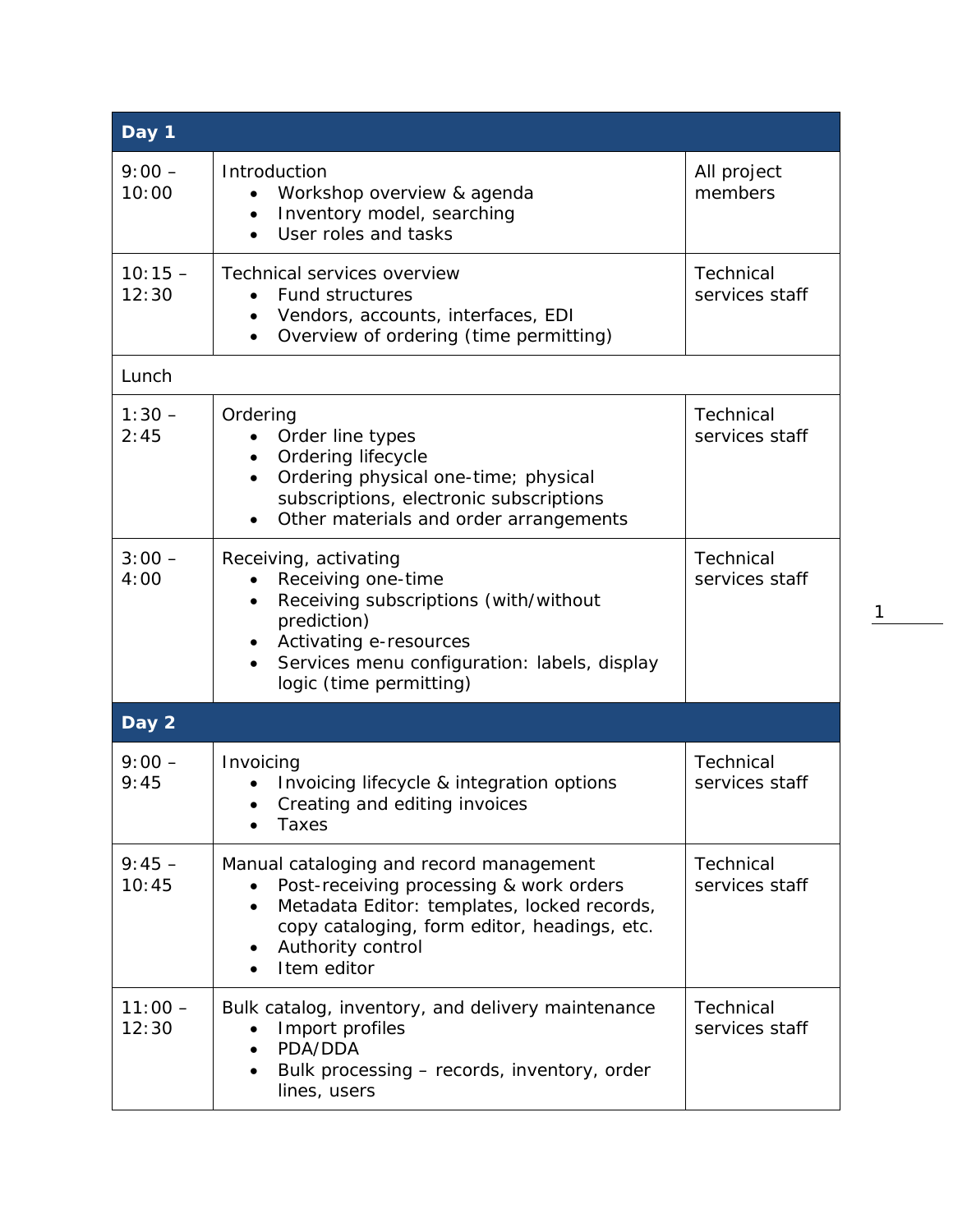| Day 1 | | |
|---|---|---|
| 9:00 – 10:00 | Introduction<br>• Workshop overview & agenda<br>• Inventory model, searching<br>• User roles and tasks | All project members |
| 10:15 – 12:30 | Technical services overview<br>• Fund structures<br>• Vendors, accounts, interfaces, EDI<br>• Overview of ordering (time permitting) | Technical services staff |
| Lunch | | |
| 1:30 – 2:45 | Ordering<br>• Order line types<br>• Ordering lifecycle<br>• Ordering physical one-time; physical subscriptions, electronic subscriptions<br>• Other materials and order arrangements | Technical services staff |
| 3:00 – 4:00 | Receiving, activating<br>• Receiving one-time<br>• Receiving subscriptions (with/without prediction)<br>• Activating e-resources<br>• Services menu configuration: labels, display logic (time permitting) | Technical services staff |
| **Day 2** | | |
| 9:00 – 9:45 | Invoicing<br>• Invoicing lifecycle & integration options<br>• Creating and editing invoices<br>• Taxes | Technical services staff |
| 9:45 – 10:45 | Manual cataloging and record management<br>• Post-receiving processing & work orders<br>• Metadata Editor: templates, locked records, copy cataloging, form editor, headings, etc.<br>• Authority control<br>• Item editor | Technical services staff |
| 11:00 – 12:30 | Bulk catalog, inventory, and delivery maintenance<br>• Import profiles<br>• PDA/DDA<br>• Bulk processing – records, inventory, order lines, users | Technical services staff |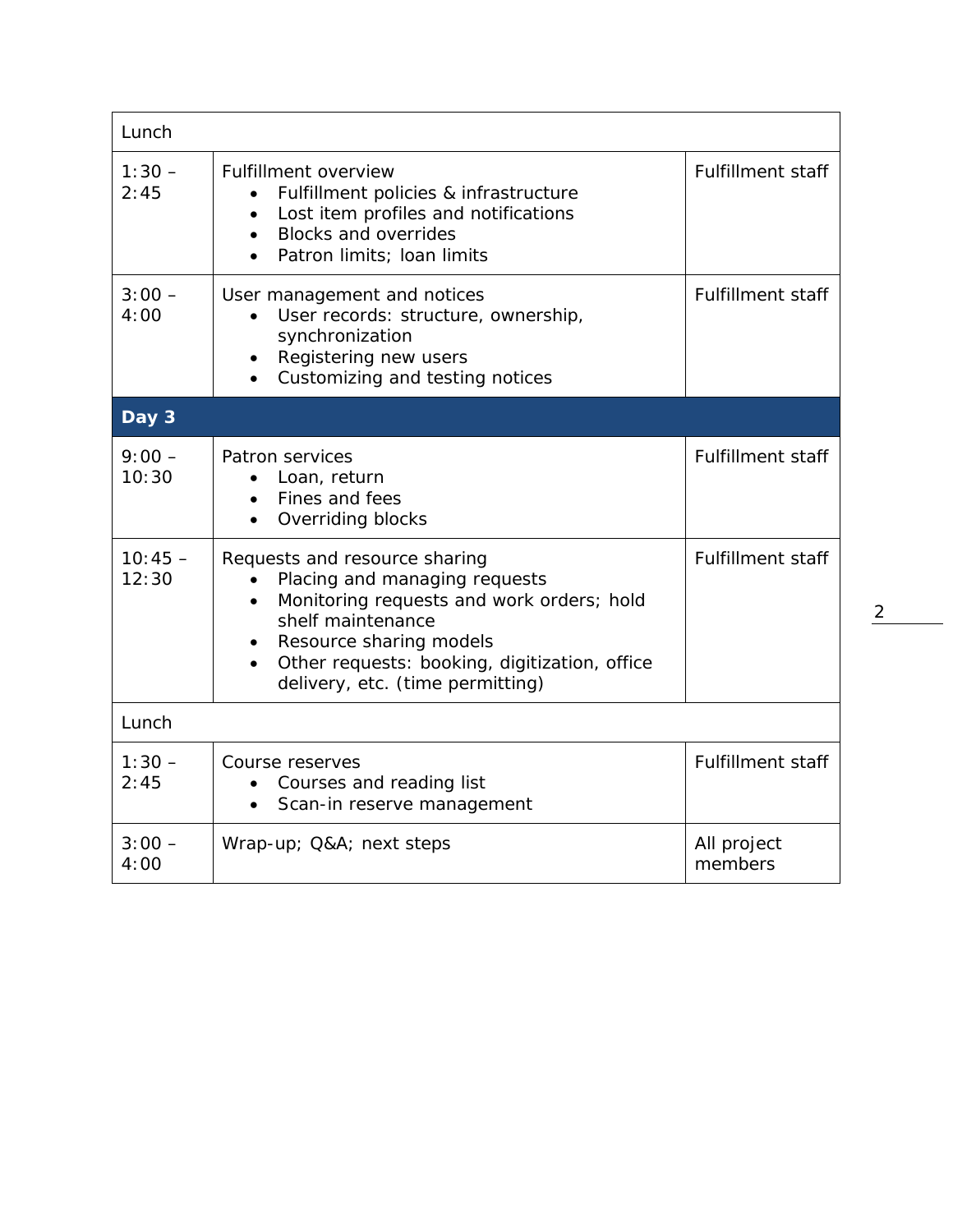| | | |
|---|---|---|
| Lunch | | |
| 1:30 – 2:45 | Fulfillment overview<br>• Fulfillment policies & infrastructure<br>• Lost item profiles and notifications<br>• Blocks and overrides<br>• Patron limits; loan limits | Fulfillment staff |
| 3:00 – 4:00 | User management and notices<br>• User records: structure, ownership, synchronization<br>• Registering new users<br>• Customizing and testing notices | Fulfillment staff |
| **Day 3** | | |
| 9:00 – 10:30 | Patron services<br>• Loan, return<br>• Fines and fees<br>• Overriding blocks | Fulfillment staff |
| 10:45 – 12:30 | Requests and resource sharing<br>• Placing and managing requests<br>• Monitoring requests and work orders; hold shelf maintenance<br>• Resource sharing models<br>• Other requests: booking, digitization, office delivery, etc. (time permitting) | Fulfillment staff |
| Lunch | | |
| 1:30 – 2:45 | Course reserves<br>• Courses and reading list<br>• Scan-in reserve management | Fulfillment staff |
| 3:00 – 4:00 | Wrap-up; Q&A; next steps | All project members |